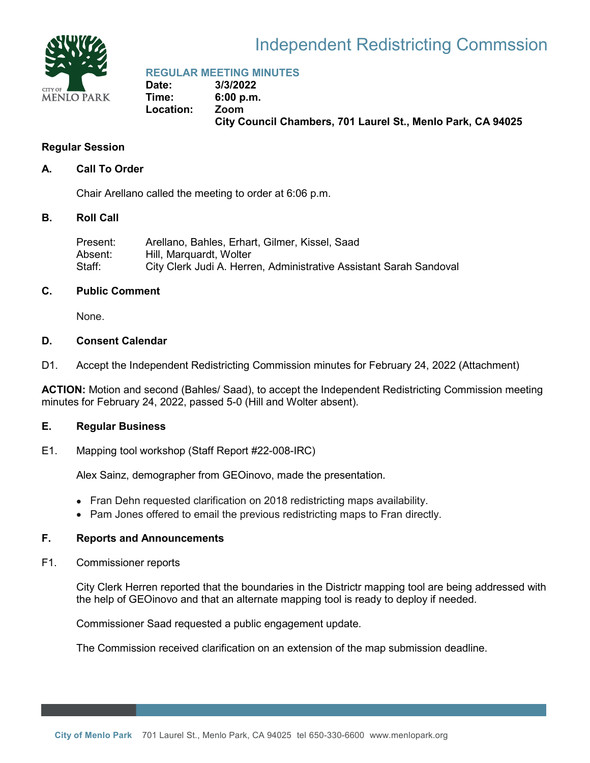# Independent Redistricting Commssion

## REGULAR MEETING MINUTES

**Date:** 3/3/2022
**Time:** 6:00 p.m.
**Location:** Zoom
**City Council Chambers, 701 Laurel St., Menlo Park, CA 94025**

### Regular Session

### A. Call To Order

Chair Arellano called the meeting to order at 6:06 p.m.

### B. Roll Call

Present: Arellano, Bahles, Erhart, Gilmer, Kissel, Saad
Absent: Hill, Marquardt, Wolter
Staff: City Clerk Judi A. Herren, Administrative Assistant Sarah Sandoval

### C. Public Comment

None.

### D. Consent Calendar

D1. Accept the Independent Redistricting Commission minutes for February 24, 2022 (Attachment)

**ACTION:** Motion and second (Bahles/ Saad), to accept the Independent Redistricting Commission meeting minutes for February 24, 2022, passed 5-0 (Hill and Wolter absent).

### E. Regular Business

E1. Mapping tool workshop (Staff Report #22-008-IRC)

Alex Sainz, demographer from GEOinovo, made the presentation.

- Fran Dehn requested clarification on 2018 redistricting maps availability.
- Pam Jones offered to email the previous redistricting maps to Fran directly.

### F. Reports and Announcements

F1. Commissioner reports

City Clerk Herren reported that the boundaries in the Districtr mapping tool are being addressed with the help of GEOinovo and that an alternate mapping tool is ready to deploy if needed.

Commissioner Saad requested a public engagement update.

The Commission received clarification on an extension of the map submission deadline.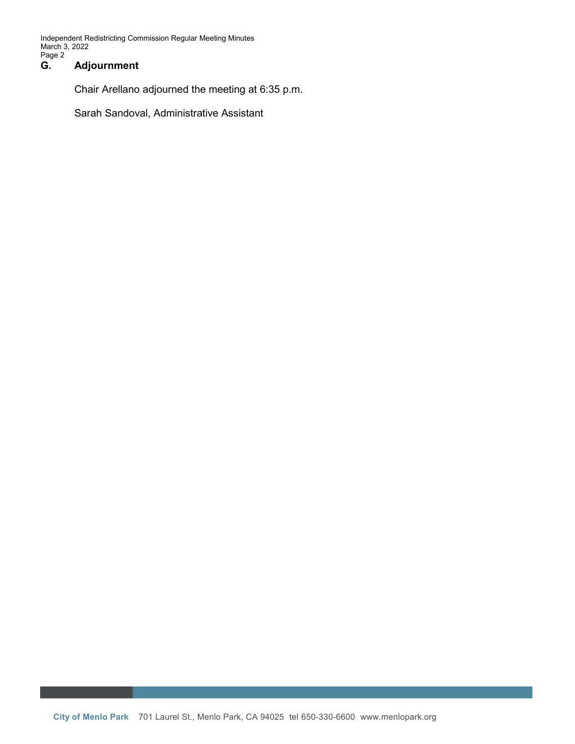## G. Adjournment

Chair Arellano adjourned the meeting at 6:35 p.m.

Sarah Sandoval, Administrative Assistant